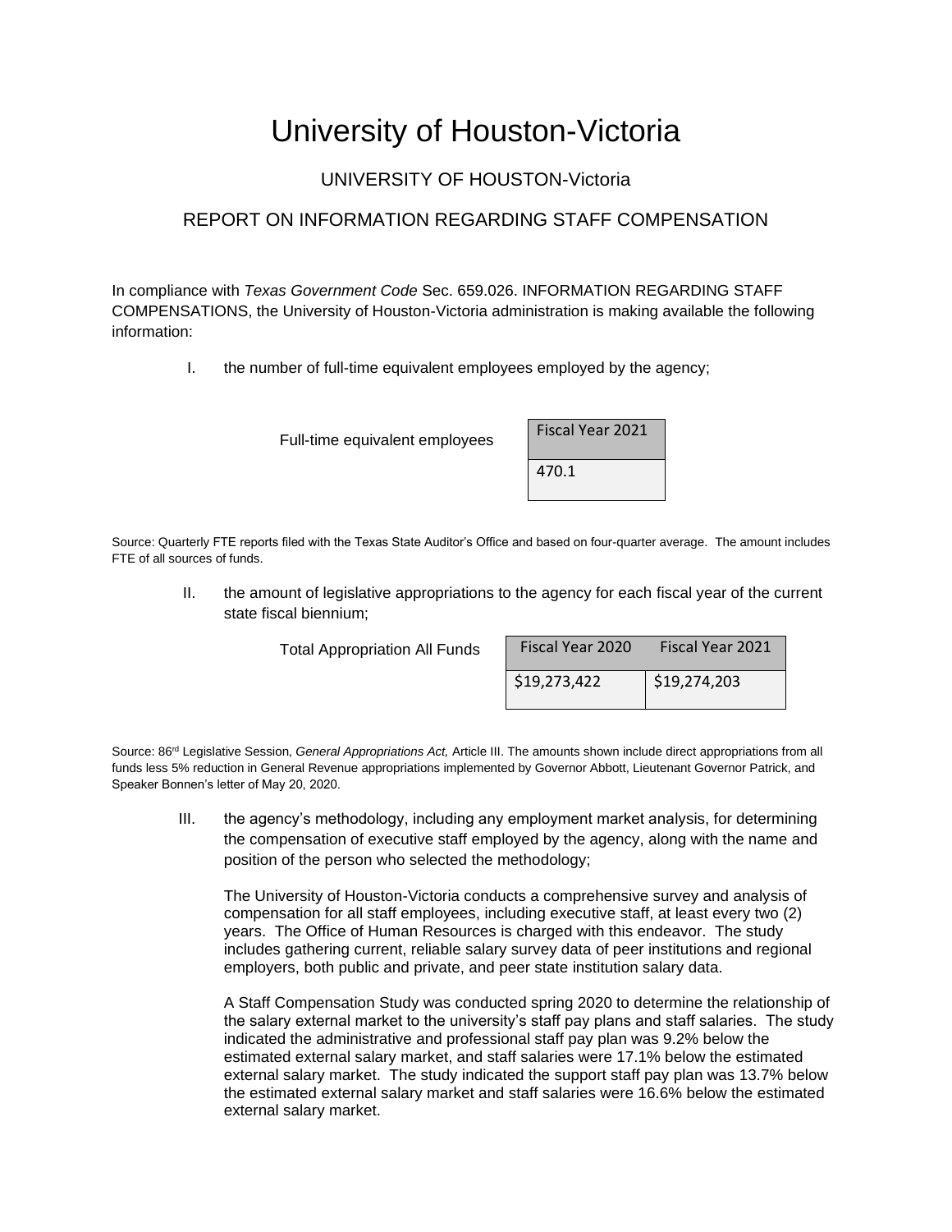# University of Houston-Victoria

## UNIVERSITY OF HOUSTON-Victoria

## REPORT ON INFORMATION REGARDING STAFF COMPENSATION

In compliance with *Texas Government Code* Sec. 659.026. INFORMATION REGARDING STAFF COMPENSATIONS, the University of Houston-Victoria administration is making available the following information:

I. the number of full-time equivalent employees employed by the agency;

| | Fiscal Year 2021 |
|---|---|
| Full-time equivalent employees | 470.1 |

Source: Quarterly FTE reports filed with the Texas State Auditor's Office and based on four-quarter average. The amount includes FTE of all sources of funds.

II. the amount of legislative appropriations to the agency for each fiscal year of the current state fiscal biennium;

| | Fiscal Year 2020 | Fiscal Year 2021 |
|---|---|---|
| Total Appropriation All Funds | $19,273,422 | $19,274,203 |

Source: 86rd Legislative Session, *General Appropriations Act,* Article III. The amounts shown include direct appropriations from all funds less 5% reduction in General Revenue appropriations implemented by Governor Abbott, Lieutenant Governor Patrick, and Speaker Bonnen's letter of May 20, 2020.

III. the agency's methodology, including any employment market analysis, for determining the compensation of executive staff employed by the agency, along with the name and position of the person who selected the methodology;

The University of Houston-Victoria conducts a comprehensive survey and analysis of compensation for all staff employees, including executive staff, at least every two (2) years. The Office of Human Resources is charged with this endeavor. The study includes gathering current, reliable salary survey data of peer institutions and regional employers, both public and private, and peer state institution salary data.

A Staff Compensation Study was conducted spring 2020 to determine the relationship of the salary external market to the university's staff pay plans and staff salaries. The study indicated the administrative and professional staff pay plan was 9.2% below the estimated external salary market, and staff salaries were 17.1% below the estimated external salary market. The study indicated the support staff pay plan was 13.7% below the estimated external salary market and staff salaries were 16.6% below the estimated external salary market.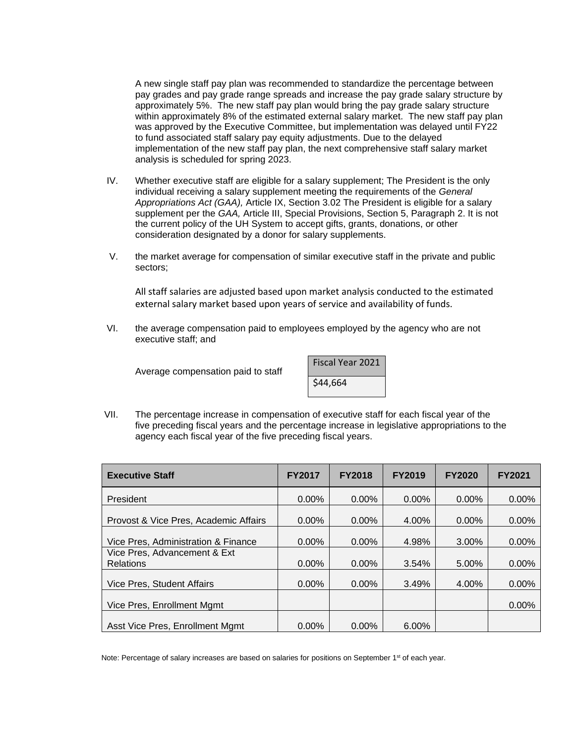A new single staff pay plan was recommended to standardize the percentage between pay grades and pay grade range spreads and increase the pay grade salary structure by approximately 5%. The new staff pay plan would bring the pay grade salary structure within approximately 8% of the estimated external salary market. The new staff pay plan was approved by the Executive Committee, but implementation was delayed until FY22 to fund associated staff salary pay equity adjustments. Due to the delayed implementation of the new staff pay plan, the next comprehensive staff salary market analysis is scheduled for spring 2023.

IV. Whether executive staff are eligible for a salary supplement; The President is the only individual receiving a salary supplement meeting the requirements of the *General Appropriations Act (GAA),* Article IX, Section 3.02 The President is eligible for a salary supplement per the *GAA,* Article III, Special Provisions, Section 5, Paragraph 2. It is not the current policy of the UH System to accept gifts, grants, donations, or other consideration designated by a donor for salary supplements.

V. the market average for compensation of similar executive staff in the private and public sectors;

All staff salaries are adjusted based upon market analysis conducted to the estimated external salary market based upon years of service and availability of funds.

VI. the average compensation paid to employees employed by the agency who are not executive staff; and

| Average compensation paid to staff | Fiscal Year 2021 |
|---|---|
| | $44,664 |

VII. The percentage increase in compensation of executive staff for each fiscal year of the five preceding fiscal years and the percentage increase in legislative appropriations to the agency each fiscal year of the five preceding fiscal years.

| Executive Staff | FY2017 | FY2018 | FY2019 | FY2020 | FY2021 |
|---|---|---|---|---|---|
| President | 0.00% | 0.00% | 0.00% | 0.00% | 0.00% |
| Provost & Vice Pres, Academic Affairs | 0.00% | 0.00% | 4.00% | 0.00% | 0.00% |
| Vice Pres, Administration & Finance | 0.00% | 0.00% | 4.98% | 3.00% | 0.00% |
| Vice Pres, Advancement & Ext Relations | 0.00% | 0.00% | 3.54% | 5.00% | 0.00% |
| Vice Pres, Student Affairs | 0.00% | 0.00% | 3.49% | 4.00% | 0.00% |
| Vice Pres, Enrollment Mgmt | | | | | 0.00% |
| Asst Vice Pres, Enrollment Mgmt | 0.00% | 0.00% | 6.00% | | |

Note: Percentage of salary increases are based on salaries for positions on September 1st of each year.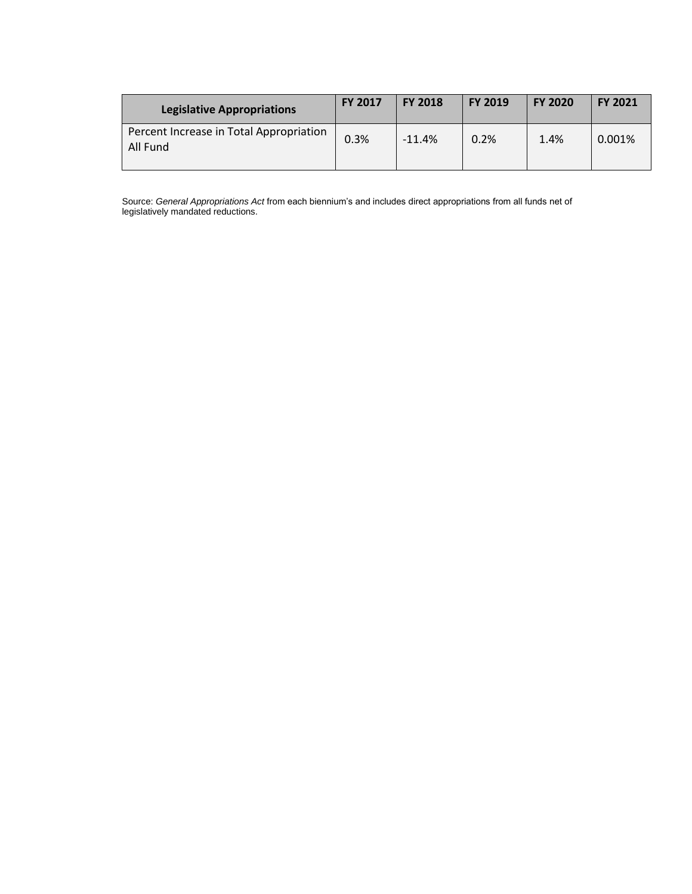| Legislative Appropriations | FY 2017 | FY 2018 | FY 2019 | FY 2020 | FY 2021 |
|---|---|---|---|---|---|
| Percent Increase in Total Appropriation All Fund | 0.3% | -11.4% | 0.2% | 1.4% | 0.001% |

Source: *General Appropriations Act* from each biennium's and includes direct appropriations from all funds net of legislatively mandated reductions.